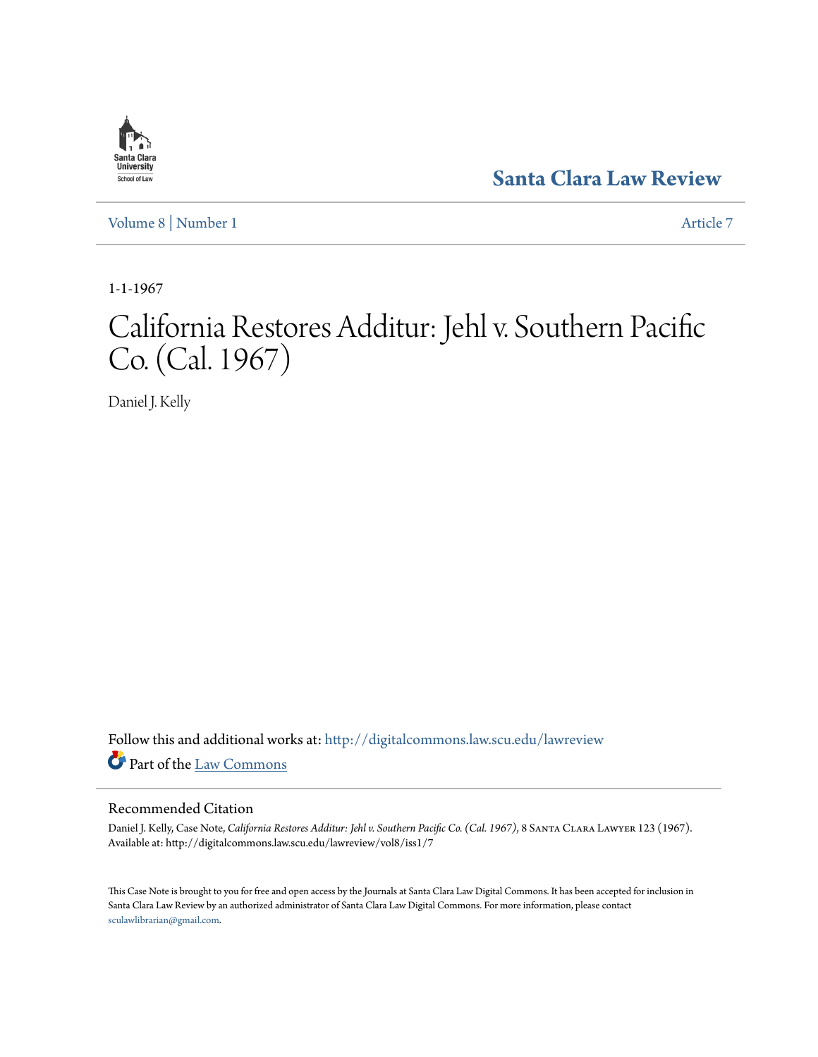Santa Clara Law Review

Volume 8 | Number 1 Article 7

1-1-1967

# California Restores Additur: Jehl v. Southern Pacific Co. (Cal. 1967)

Daniel J. Kelly

Follow this and additional works at: http://digitalcommons.law.scu.edu/lawreview

Part of the Law Commons

## Recommended Citation

Daniel J. Kelly, Case Note, *California Restores Additur: Jehl v. Southern Pacific Co. (Cal. 1967)*, 8 Santa Clara Lawyer 123 (1967). Available at: http://digitalcommons.law.scu.edu/lawreview/vol8/iss1/7

This Case Note is brought to you for free and open access by the Journals at Santa Clara Law Digital Commons. It has been accepted for inclusion in Santa Clara Law Review by an authorized administrator of Santa Clara Law Digital Commons. For more information, please contact sculawlibrarian@gmail.com.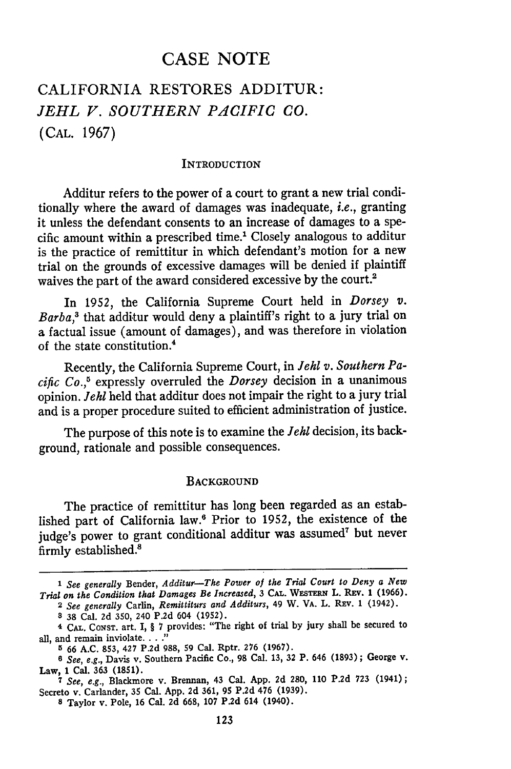# CASE NOTE

## CALIFORNIA RESTORES ADDITUR: *JEHL V. SOUTHERN PACIFIC CO.* (CAL. 1967)

### INTRODUCTION

Additur refers to the power of a court to grant a new trial conditionally where the award of damages was inadequate, *i.e.*, granting it unless the defendant consents to an increase of damages to a specific amount within a prescribed time.[1] Closely analogous to additur is the practice of remittitur in which defendant's motion for a new trial on the grounds of excessive damages will be denied if plaintiff waives the part of the award considered excessive by the court.[2]

In 1952, the California Supreme Court held in *Dorsey v. Barba*,[3] that additur would deny a plaintiff's right to a jury trial on a factual issue (amount of damages), and was therefore in violation of the state constitution.[4]

Recently, the California Supreme Court, in *Jehl v. Southern Pacific Co.*,[5] expressly overruled the *Dorsey* decision in a unanimous opinion. *Jehl* held that additur does not impair the right to a jury trial and is a proper procedure suited to efficient administration of justice.

The purpose of this note is to examine the *Jehl* decision, its background, rationale and possible consequences.

### BACKGROUND

The practice of remittitur has long been regarded as an established part of California law.[6] Prior to 1952, the existence of the judge's power to grant conditional additur was assumed[7] but never firmly established.[8]

---

[1] *See generally* Bender, *Additur—The Power of the Trial Court to Deny a New Trial on the Condition that Damages Be Increased*, 3 CAL. WESTERN L. REV. 1 (1966).

[2] *See generally* Carlin, *Remittiturs and Additurs*, 49 W. VA. L. REV. 1 (1942).

[3] 38 Cal. 2d 350, 240 P.2d 604 (1952).

[4] CAL. CONST. art. I, § 7 provides: "The right of trial by jury shall be secured to all, and remain inviolate. . . ."

[5] 66 A.C. 853, 427 P.2d 988, 59 Cal. Rptr. 276 (1967).

[6] *See, e.g.*, Davis v. Southern Pacific Co., 98 Cal. 13, 32 P. 646 (1893); George v. Law, 1 Cal. 363 (1851).

[7] *See, e.g.*, Blackmore v. Brennan, 43 Cal. App. 2d 280, 110 P.2d 723 (1941); Secreto v. Carlander, 35 Cal. App. 2d 361, 95 P.2d 476 (1939).

[8] Taylor v. Pole, 16 Cal. 2d 668, 107 P.2d 614 (1940).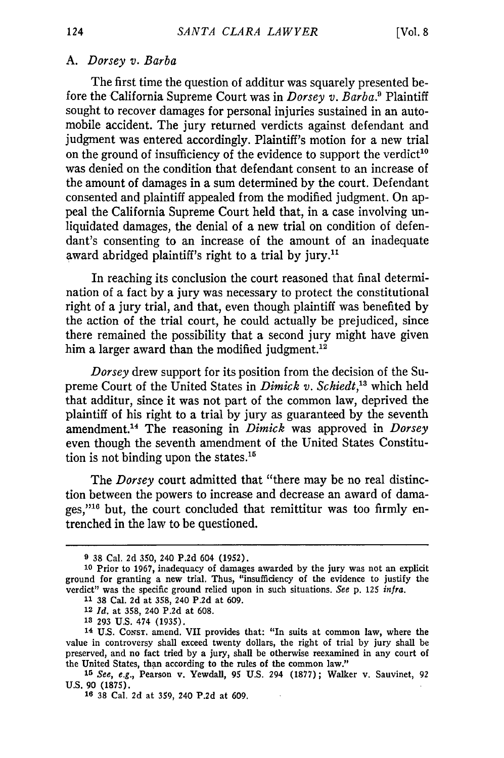### A. *Dorsey v. Barba*

The first time the question of additur was squarely presented before the California Supreme Court was in *Dorsey v. Barba*.[9] Plaintiff sought to recover damages for personal injuries sustained in an automobile accident. The jury returned verdicts against defendant and judgment was entered accordingly. Plaintiff's motion for a new trial on the ground of insufficiency of the evidence to support the verdict[10] was denied on the condition that defendant consent to an increase of the amount of damages in a sum determined by the court. Defendant consented and plaintiff appealed from the modified judgment. On appeal the California Supreme Court held that, in a case involving unliquidated damages, the denial of a new trial on condition of defendant's consenting to an increase of the amount of an inadequate award abridged plaintiff's right to a trial by jury.[11]

In reaching its conclusion the court reasoned that final determination of a fact by a jury was necessary to protect the constitutional right of a jury trial, and that, even though plaintiff was benefited by the action of the trial court, he could actually be prejudiced, since there remained the possibility that a second jury might have given him a larger award than the modified judgment.[12]

*Dorsey* drew support for its position from the decision of the Supreme Court of the United States in *Dimick v. Schiedt*,[13] which held that additur, since it was not part of the common law, deprived the plaintiff of his right to a trial by jury as guaranteed by the seventh amendment.[14] The reasoning in *Dimick* was approved in *Dorsey* even though the seventh amendment of the United States Constitution is not binding upon the states.[15]

The *Dorsey* court admitted that "there may be no real distinction between the powers to increase and decrease an award of damages,"[16] but, the court concluded that remittitur was too firmly entrenched in the law to be questioned.

---

[9] 38 Cal. 2d 350, 240 P.2d 604 (1952).

[10] Prior to 1967, inadequacy of damages awarded by the jury was not an explicit ground for granting a new trial. Thus, "insufficiency of the evidence to justify the verdict" was the specific ground relied upon in such situations. *See* p. 125 *infra*.

[11] 38 Cal. 2d at 358, 240 P.2d at 609.

[12] *Id.* at 358, 240 P.2d at 608.

[13] 293 U.S. 474 (1935).

[14] U.S. CONST. amend. VII provides that: "In suits at common law, where the value in controversy shall exceed twenty dollars, the right of trial by jury shall be preserved, and no fact tried by a jury, shall be otherwise reexamined in any court of the United States, than according to the rules of the common law."

[15] *See, e.g.*, Pearson v. Yewdall, 95 U.S. 294 (1877); Walker v. Sauvinet, 92 U.S. 90 (1875).

[16] 38 Cal. 2d at 359, 240 P.2d at 609.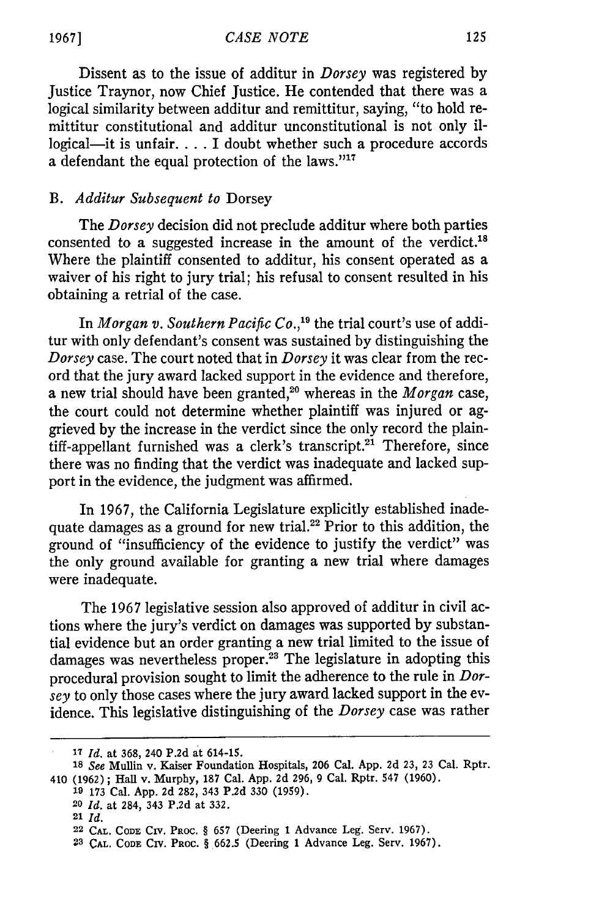Dissent as to the issue of additur in *Dorsey* was registered by Justice Traynor, now Chief Justice. He contended that there was a logical similarity between additur and remittitur, saying, "to hold remittitur constitutional and additur unconstitutional is not only illogical—it is unfair. . . . I doubt whether such a procedure accords a defendant the equal protection of the laws."[17]

### B. *Additur Subsequent to* Dorsey

The *Dorsey* decision did not preclude additur where both parties consented to a suggested increase in the amount of the verdict.[18] Where the plaintiff consented to additur, his consent operated as a waiver of his right to jury trial; his refusal to consent resulted in his obtaining a retrial of the case.

In *Morgan v. Southern Pacific Co.*,[19] the trial court's use of additur with only defendant's consent was sustained by distinguishing the *Dorsey* case. The court noted that in *Dorsey* it was clear from the record that the jury award lacked support in the evidence and therefore, a new trial should have been granted,[20] whereas in the *Morgan* case, the court could not determine whether plaintiff was injured or aggrieved by the increase in the verdict since the only record the plaintiff-appellant furnished was a clerk's transcript.[21] Therefore, since there was no finding that the verdict was inadequate and lacked support in the evidence, the judgment was affirmed.

In 1967, the California Legislature explicitly established inadequate damages as a ground for new trial.[22] Prior to this addition, the ground of "insufficiency of the evidence to justify the verdict" was the only ground available for granting a new trial where damages were inadequate.

The 1967 legislative session also approved of additur in civil actions where the jury's verdict on damages was supported by substantial evidence but an order granting a new trial limited to the issue of damages was nevertheless proper.[23] The legislature in adopting this procedural provision sought to limit the adherence to the rule in *Dorsey* to only those cases where the jury award lacked support in the evidence. This legislative distinguishing of the *Dorsey* case was rather

---

[17] *Id.* at 368, 240 P.2d at 614-15.

[18] *See* Mullin v. Kaiser Foundation Hospitals, 206 Cal. App. 2d 23, 23 Cal. Rptr. 410 (1962); Hall v. Murphy, 187 Cal. App. 2d 296, 9 Cal. Rptr. 547 (1960).

[19] 173 Cal. App. 2d 282, 343 P.2d 330 (1959).

[20] *Id.* at 284, 343 P.2d at 332.

[21] *Id.*

[22] CAL. CODE CIV. PROC. § 657 (Deering 1 Advance Leg. Serv. 1967).

[23] CAL. CODE CIV. PROC. § 662.5 (Deering 1 Advance Leg. Serv. 1967).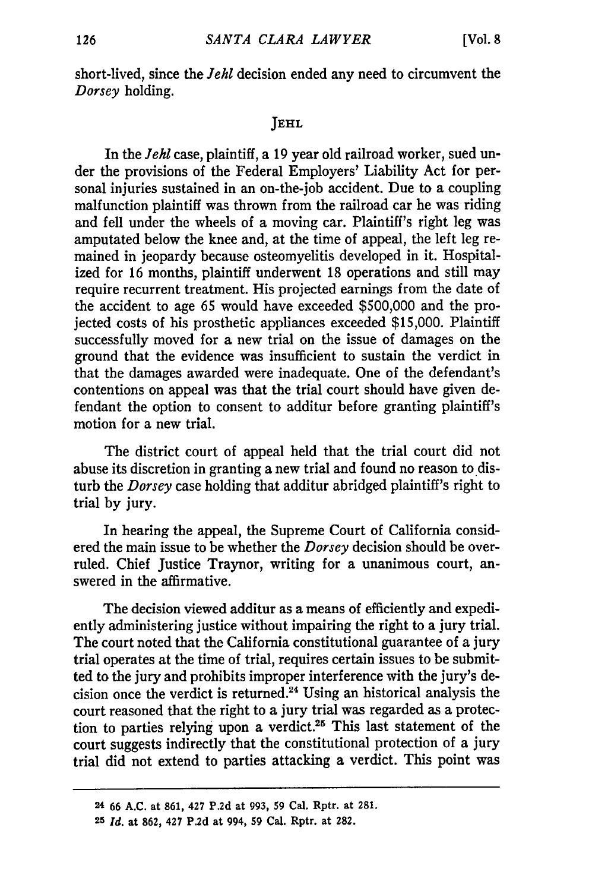short-lived, since the *Jehl* decision ended any need to circumvent the *Dorsey* holding.

## JEHL

In the *Jehl* case, plaintiff, a 19 year old railroad worker, sued under the provisions of the Federal Employers' Liability Act for personal injuries sustained in an on-the-job accident. Due to a coupling malfunction plaintiff was thrown from the railroad car he was riding and fell under the wheels of a moving car. Plaintiff's right leg was amputated below the knee and, at the time of appeal, the left leg remained in jeopardy because osteomyelitis developed in it. Hospitalized for 16 months, plaintiff underwent 18 operations and still may require recurrent treatment. His projected earnings from the date of the accident to age 65 would have exceeded $500,000 and the projected costs of his prosthetic appliances exceeded $15,000. Plaintiff successfully moved for a new trial on the issue of damages on the ground that the evidence was insufficient to sustain the verdict in that the damages awarded were inadequate. One of the defendant's contentions on appeal was that the trial court should have given defendant the option to consent to additur before granting plaintiff's motion for a new trial.

The district court of appeal held that the trial court did not abuse its discretion in granting a new trial and found no reason to disturb the *Dorsey* case holding that additur abridged plaintiff's right to trial by jury.

In hearing the appeal, the Supreme Court of California considered the main issue to be whether the *Dorsey* decision should be overruled. Chief Justice Traynor, writing for a unanimous court, answered in the affirmative.

The decision viewed additur as a means of efficiently and expediently administering justice without impairing the right to a jury trial. The court noted that the California constitutional guarantee of a jury trial operates at the time of trial, requires certain issues to be submitted to the jury and prohibits improper interference with the jury's decision once the verdict is returned.[24] Using an historical analysis the court reasoned that the right to a jury trial was regarded as a protection to parties relying upon a verdict.[25] This last statement of the court suggests indirectly that the constitutional protection of a jury trial did not extend to parties attacking a verdict. This point was

---

[24] 66 A.C. at 861, 427 P.2d at 993, 59 Cal. Rptr. at 281.

[25] *Id.* at 862, 427 P.2d at 994, 59 Cal. Rptr. at 282.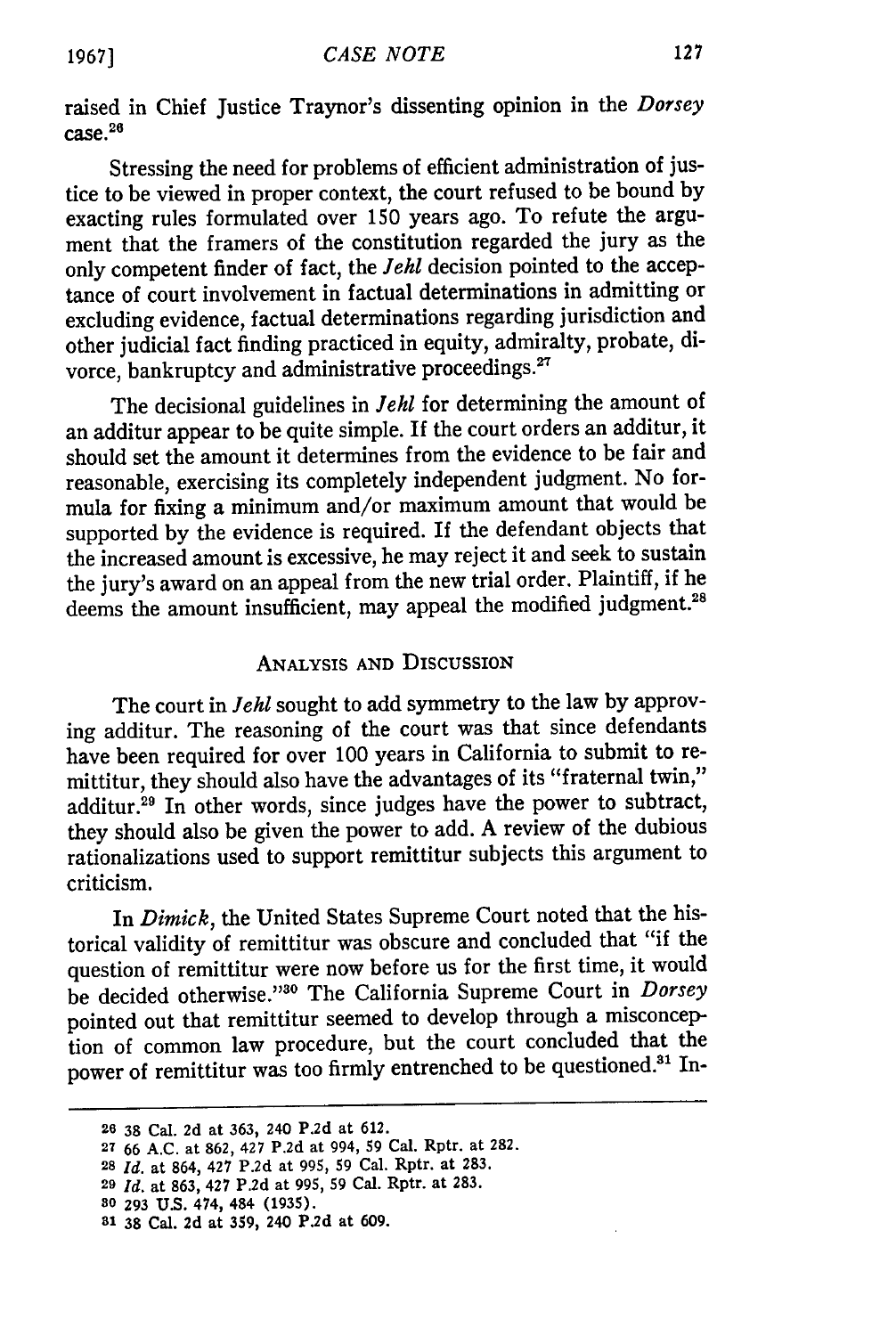raised in Chief Justice Traynor's dissenting opinion in the *Dorsey* case.[26]

Stressing the need for problems of efficient administration of justice to be viewed in proper context, the court refused to be bound by exacting rules formulated over 150 years ago. To refute the argument that the framers of the constitution regarded the jury as the only competent finder of fact, the *Jehl* decision pointed to the acceptance of court involvement in factual determinations in admitting or excluding evidence, factual determinations regarding jurisdiction and other judicial fact finding practiced in equity, admiralty, probate, divorce, bankruptcy and administrative proceedings.[27]

The decisional guidelines in *Jehl* for determining the amount of an additur appear to be quite simple. If the court orders an additur, it should set the amount it determines from the evidence to be fair and reasonable, exercising its completely independent judgment. No formula for fixing a minimum and/or maximum amount that would be supported by the evidence is required. If the defendant objects that the increased amount is excessive, he may reject it and seek to sustain the jury's award on an appeal from the new trial order. Plaintiff, if he deems the amount insufficient, may appeal the modified judgment.[28]

## ANALYSIS AND DISCUSSION

The court in *Jehl* sought to add symmetry to the law by approving additur. The reasoning of the court was that since defendants have been required for over 100 years in California to submit to remittitur, they should also have the advantages of its "fraternal twin," additur.[29] In other words, since judges have the power to subtract, they should also be given the power to add. A review of the dubious rationalizations used to support remittitur subjects this argument to criticism.

In *Dimick*, the United States Supreme Court noted that the historical validity of remittitur was obscure and concluded that "if the question of remittitur were now before us for the first time, it would be decided otherwise."[30] The California Supreme Court in *Dorsey* pointed out that remittitur seemed to develop through a misconception of common law procedure, but the court concluded that the power of remittitur was too firmly entrenched to be questioned.[31] In-

---

[26] 38 Cal. 2d at 363, 240 P.2d at 612.

[27] 66 A.C. at 862, 427 P.2d at 994, 59 Cal. Rptr. at 282.

[28] *Id.* at 864, 427 P.2d at 995, 59 Cal. Rptr. at 283.

[29] *Id.* at 863, 427 P.2d at 995, 59 Cal. Rptr. at 283.

[30] 293 U.S. 474, 484 (1935).

[31] 38 Cal. 2d at 359, 240 P.2d at 609.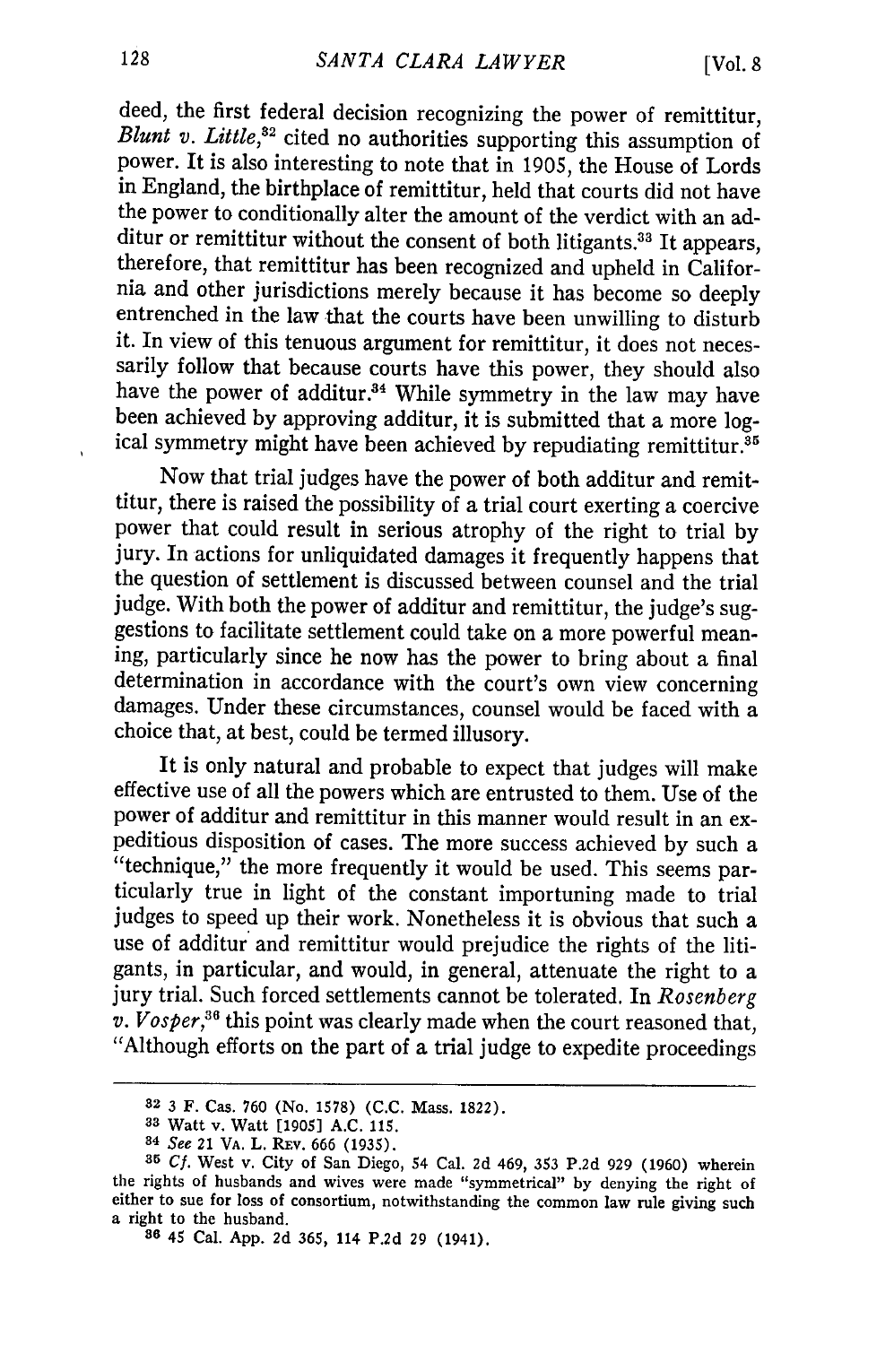deed, the first federal decision recognizing the power of remittitur, *Blunt v. Little*,[32] cited no authorities supporting this assumption of power. It is also interesting to note that in 1905, the House of Lords in England, the birthplace of remittitur, held that courts did not have the power to conditionally alter the amount of the verdict with an additur or remittitur without the consent of both litigants.[33] It appears, therefore, that remittitur has been recognized and upheld in California and other jurisdictions merely because it has become so deeply entrenched in the law that the courts have been unwilling to disturb it. In view of this tenuous argument for remittitur, it does not necessarily follow that because courts have this power, they should also have the power of additur.[34] While symmetry in the law may have been achieved by approving additur, it is submitted that a more logical symmetry might have been achieved by repudiating remittitur.[35]

Now that trial judges have the power of both additur and remittitur, there is raised the possibility of a trial court exerting a coercive power that could result in serious atrophy of the right to trial by jury. In actions for unliquidated damages it frequently happens that the question of settlement is discussed between counsel and the trial judge. With both the power of additur and remittitur, the judge's suggestions to facilitate settlement could take on a more powerful meaning, particularly since he now has the power to bring about a final determination in accordance with the court's own view concerning damages. Under these circumstances, counsel would be faced with a choice that, at best, could be termed illusory.

It is only natural and probable to expect that judges will make effective use of all the powers which are entrusted to them. Use of the power of additur and remittitur in this manner would result in an expeditious disposition of cases. The more success achieved by such a "technique," the more frequently it would be used. This seems particularly true in light of the constant importuning made to trial judges to speed up their work. Nonetheless it is obvious that such a use of additur and remittitur would prejudice the rights of the litigants, in particular, and would, in general, attenuate the right to a jury trial. Such forced settlements cannot be tolerated. In *Rosenberg v. Vosper*,[36] this point was clearly made when the court reasoned that, "Although efforts on the part of a trial judge to expedite proceedings

---

[32] 3 F. Cas. 760 (No. 1578) (C.C. Mass. 1822).

[33] Watt v. Watt [1905] A.C. 115.

[34] *See* 21 VA. L. REV. 666 (1935).

[35] *Cf.* West v. City of San Diego, 54 Cal. 2d 469, 353 P.2d 929 (1960) wherein the rights of husbands and wives were made "symmetrical" by denying the right of either to sue for loss of consortium, notwithstanding the common law rule giving such a right to the husband.

[36] 45 Cal. App. 2d 365, 114 P.2d 29 (1941).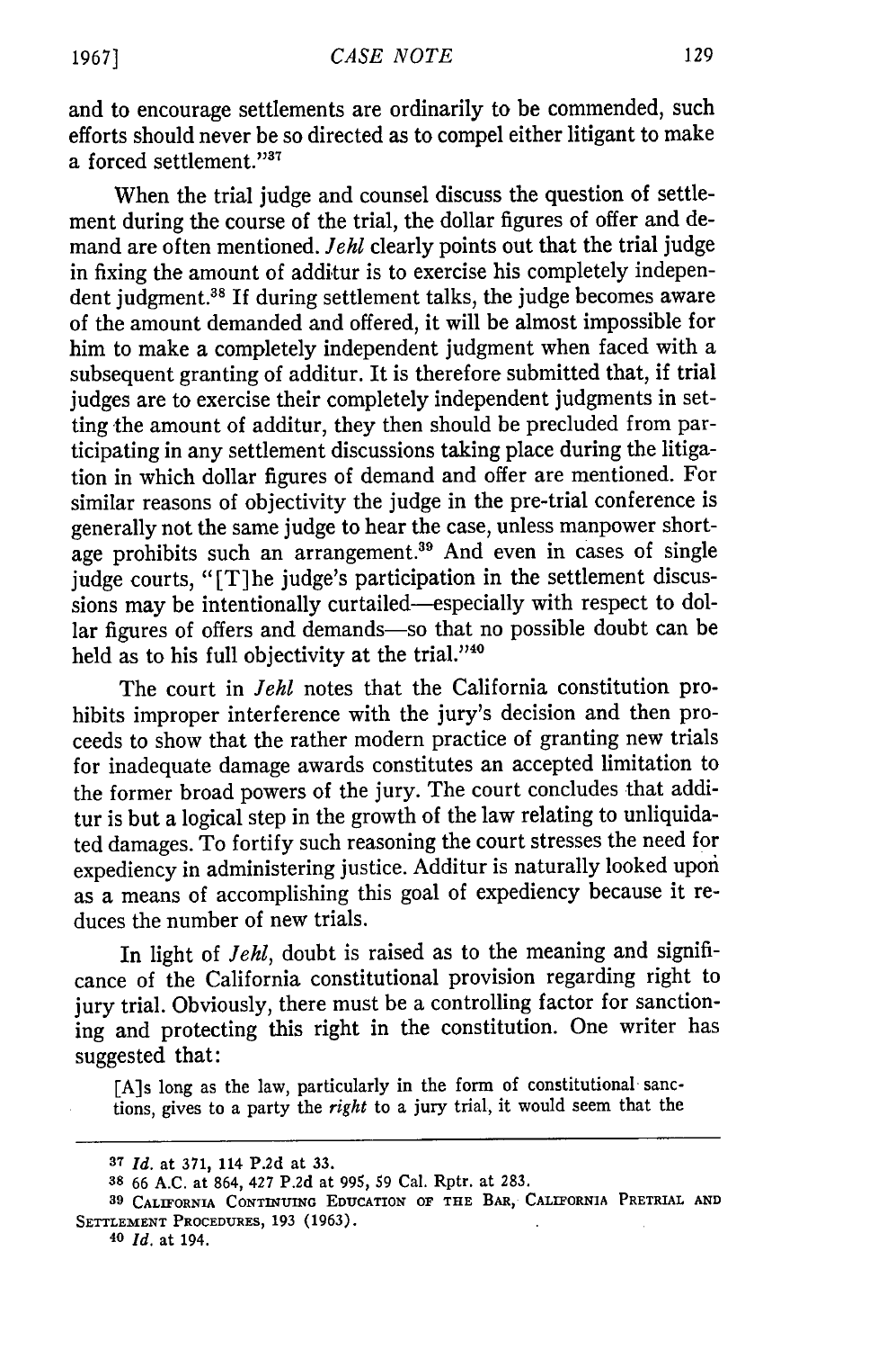and to encourage settlements are ordinarily to be commended, such efforts should never be so directed as to compel either litigant to make a forced settlement."[37]

When the trial judge and counsel discuss the question of settlement during the course of the trial, the dollar figures of offer and demand are often mentioned. *Jehl* clearly points out that the trial judge in fixing the amount of additur is to exercise his completely independent judgment.[38] If during settlement talks, the judge becomes aware of the amount demanded and offered, it will be almost impossible for him to make a completely independent judgment when faced with a subsequent granting of additur. It is therefore submitted that, if trial judges are to exercise their completely independent judgments in setting the amount of additur, they then should be precluded from participating in any settlement discussions taking place during the litigation in which dollar figures of demand and offer are mentioned. For similar reasons of objectivity the judge in the pre-trial conference is generally not the same judge to hear the case, unless manpower shortage prohibits such an arrangement.[39] And even in cases of single judge courts, "[T]he judge's participation in the settlement discussions may be intentionally curtailed—especially with respect to dollar figures of offers and demands—so that no possible doubt can be held as to his full objectivity at the trial."[40]

The court in *Jehl* notes that the California constitution prohibits improper interference with the jury's decision and then proceeds to show that the rather modern practice of granting new trials for inadequate damage awards constitutes an accepted limitation to the former broad powers of the jury. The court concludes that additur is but a logical step in the growth of the law relating to unliquidated damages. To fortify such reasoning the court stresses the need for expediency in administering justice. Additur is naturally looked upon as a means of accomplishing this goal of expediency because it reduces the number of new trials.

In light of *Jehl*, doubt is raised as to the meaning and significance of the California constitutional provision regarding right to jury trial. Obviously, there must be a controlling factor for sanctioning and protecting this right in the constitution. One writer has suggested that:

> [A]s long as the law, particularly in the form of constitutional sanctions, gives to a party the *right* to a jury trial, it would seem that the

---

[37] *Id.* at 371, 114 P.2d at 33.

[38] 66 A.C. at 864, 427 P.2d at 995, 59 Cal. Rptr. at 283.

[39] CALIFORNIA CONTINUING EDUCATION OF THE BAR, CALIFORNIA PRETRIAL AND SETTLEMENT PROCEDURES, 193 (1963).

[40] *Id.* at 194.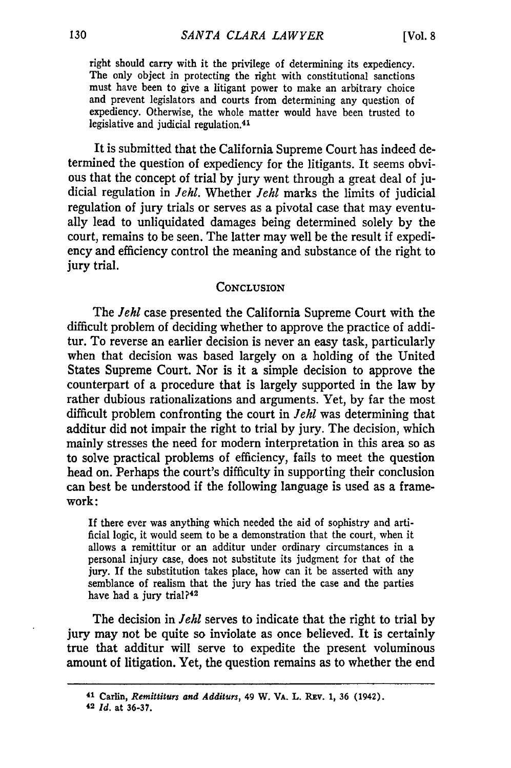right should carry with it the privilege of determining its expediency. The only object in protecting the right with constitutional sanctions must have been to give a litigant power to make an arbitrary choice and prevent legislators and courts from determining any question of expediency. Otherwise, the whole matter would have been trusted to legislative and judicial regulation.[41]

It is submitted that the California Supreme Court has indeed determined the question of expediency for the litigants. It seems obvious that the concept of trial by jury went through a great deal of judicial regulation in *Jehl*. Whether *Jehl* marks the limits of judicial regulation of jury trials or serves as a pivotal case that may eventually lead to unliquidated damages being determined solely by the court, remains to be seen. The latter may well be the result if expediency and efficiency control the meaning and substance of the right to jury trial.

## CONCLUSION

The *Jehl* case presented the California Supreme Court with the difficult problem of deciding whether to approve the practice of additur. To reverse an earlier decision is never an easy task, particularly when that decision was based largely on a holding of the United States Supreme Court. Nor is it a simple decision to approve the counterpart of a procedure that is largely supported in the law by rather dubious rationalizations and arguments. Yet, by far the most difficult problem confronting the court in *Jehl* was determining that additur did not impair the right to trial by jury. The decision, which mainly stresses the need for modern interpretation in this area so as to solve practical problems of efficiency, fails to meet the question head on. Perhaps the court's difficulty in supporting their conclusion can best be understood if the following language is used as a framework:

> If there ever was anything which needed the aid of sophistry and artificial logic, it would seem to be a demonstration that the court, when it allows a remittitur or an additur under ordinary circumstances in a personal injury case, does not substitute its judgment for that of the jury. If the substitution takes place, how can it be asserted with any semblance of realism that the jury has tried the case and the parties have had a jury trial?[42]

The decision in *Jehl* serves to indicate that the right to trial by jury may not be quite so inviolate as once believed. It is certainly true that additur will serve to expedite the present voluminous amount of litigation. Yet, the question remains as to whether the end

---

[41] Carlin, *Remittiturs and Additurs*, 49 W. VA. L. REV. 1, 36 (1942).

[42] *Id.* at 36-37.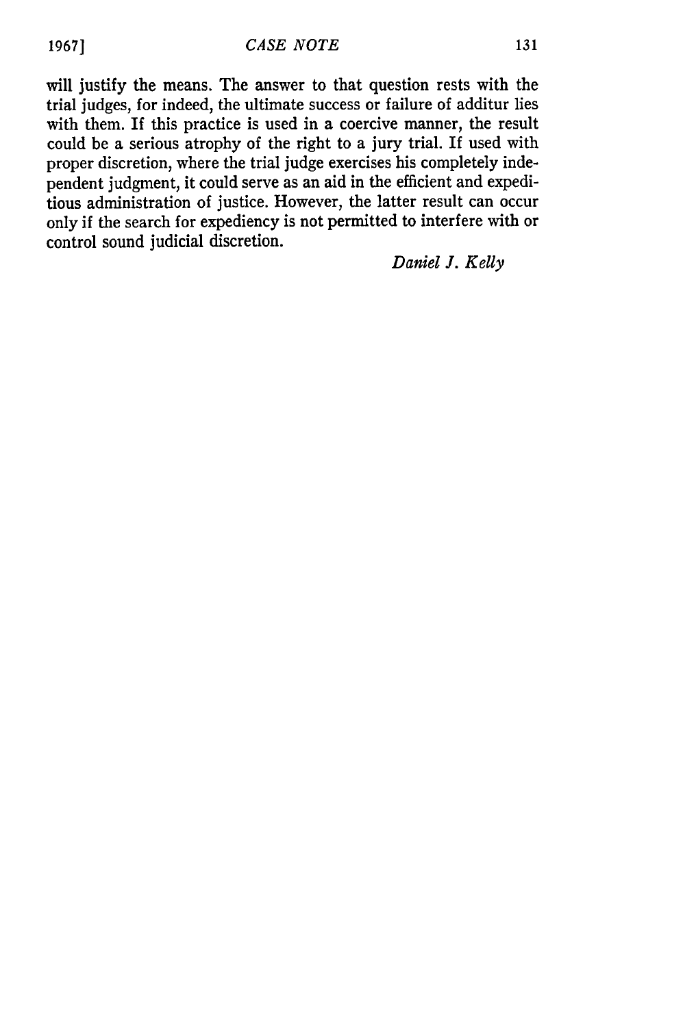will justify the means. The answer to that question rests with the trial judges, for indeed, the ultimate success or failure of additur lies with them. If this practice is used in a coercive manner, the result could be a serious atrophy of the right to a jury trial. If used with proper discretion, where the trial judge exercises his completely independent judgment, it could serve as an aid in the efficient and expeditious administration of justice. However, the latter result can occur only if the search for expediency is not permitted to interfere with or control sound judicial discretion.

*Daniel J. Kelly*